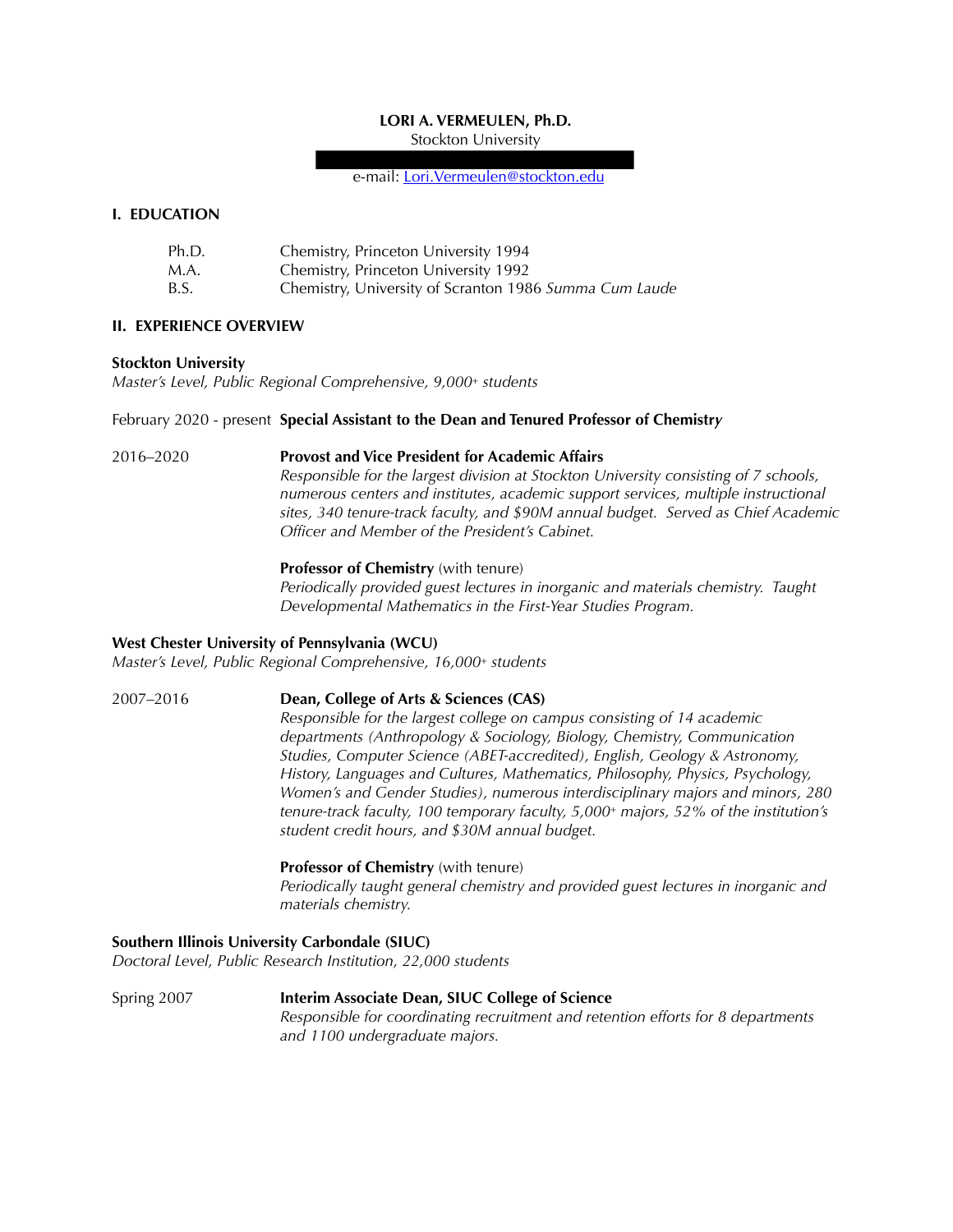# LORI A. VERMEULEN, Ph.D.

Stockton University

e-mail: [Lori.Vermeulen@stockton.edu](mailto:Lori.Vermeulen@stockton.edu)

## I. EDUCATION

| | |
|---|---|
| Ph.D. | Chemistry, Princeton University 1994 |
| M.A. | Chemistry, Princeton University 1992 |
| B.S. | Chemistry, University of Scranton 1986 *Summa Cum Laude* |

## II. EXPERIENCE OVERVIEW

**Stockton University**
*Master's Level, Public Regional Comprehensive, 9,000+ students*

February 2020 - present **Special Assistant to the Dean and Tenured Professor of Chemistry**

2016–2020 **Provost and Vice President for Academic Affairs**
*Responsible for the largest division at Stockton University consisting of 7 schools, numerous centers and institutes, academic support services, multiple instructional sites, 340 tenure-track faculty, and $90M annual budget. Served as Chief Academic Officer and Member of the President's Cabinet.*

**Professor of Chemistry** (with tenure)
*Periodically provided guest lectures in inorganic and materials chemistry. Taught Developmental Mathematics in the First-Year Studies Program.*

**West Chester University of Pennsylvania (WCU)**
*Master's Level, Public Regional Comprehensive, 16,000+ students*

2007–2016 **Dean, College of Arts & Sciences (CAS)**
*Responsible for the largest college on campus consisting of 14 academic departments (Anthropology & Sociology, Biology, Chemistry, Communication Studies, Computer Science (ABET-accredited), English, Geology & Astronomy, History, Languages and Cultures, Mathematics, Philosophy, Physics, Psychology, Women's and Gender Studies), numerous interdisciplinary majors and minors, 280 tenure-track faculty, 100 temporary faculty, 5,000+ majors, 52% of the institution's student credit hours, and $30M annual budget.*

**Professor of Chemistry** (with tenure)
*Periodically taught general chemistry and provided guest lectures in inorganic and materials chemistry.*

**Southern Illinois University Carbondale (SIUC)**
*Doctoral Level, Public Research Institution, 22,000 students*

Spring 2007 **Interim Associate Dean, SIUC College of Science**
*Responsible for coordinating recruitment and retention efforts for 8 departments and 1100 undergraduate majors.*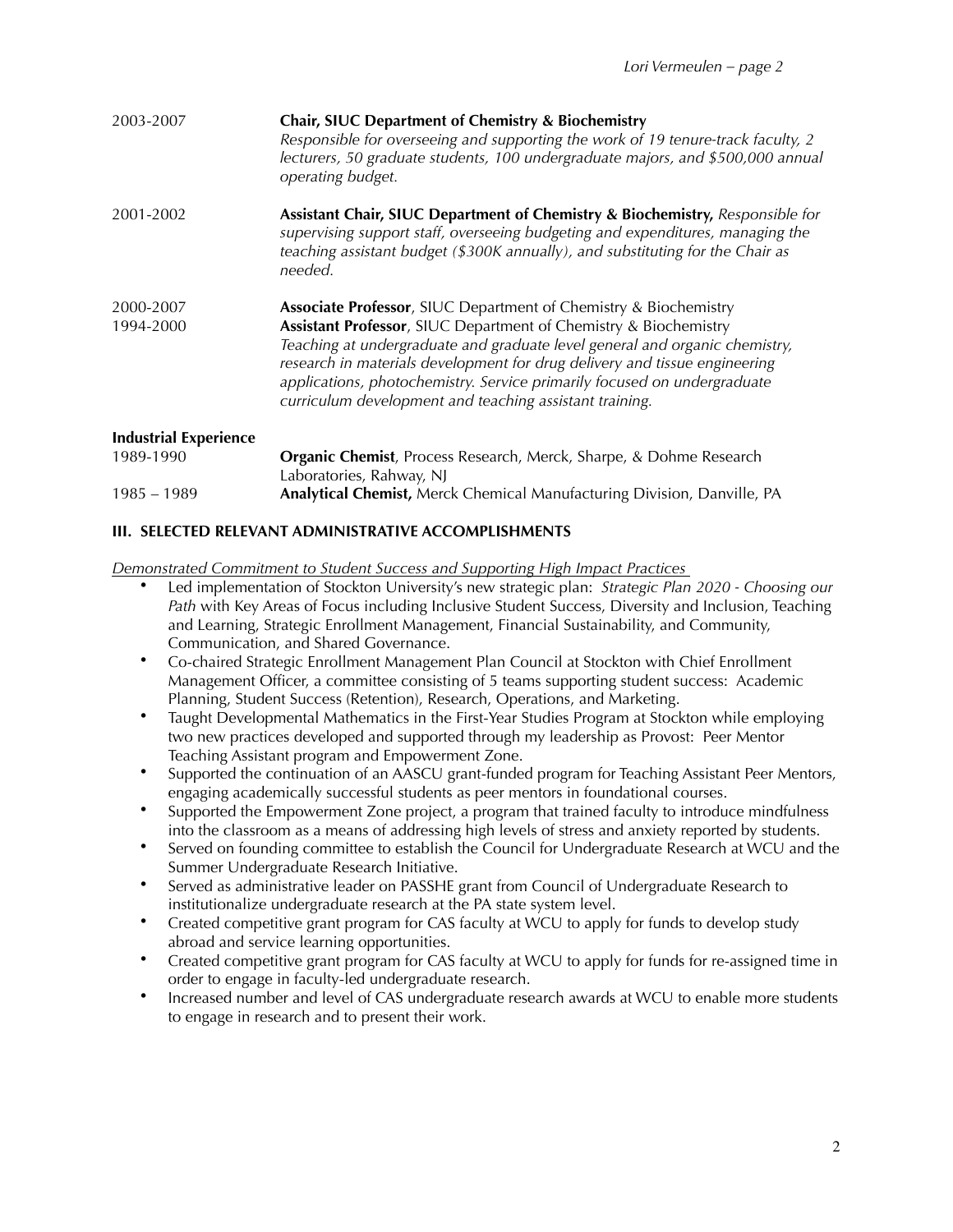2003-2007 **Chair, SIUC Department of Chemistry & Biochemistry**
*Responsible for overseeing and supporting the work of 19 tenure-track faculty, 2 lecturers, 50 graduate students, 100 undergraduate majors, and $500,000 annual operating budget.*

2001-2002 **Assistant Chair, SIUC Department of Chemistry & Biochemistry,** *Responsible for supervising support staff, overseeing budgeting and expenditures, managing the teaching assistant budget ($300K annually), and substituting for the Chair as needed.*

2000-2007 **Associate Professor**, SIUC Department of Chemistry & Biochemistry
1994-2000 **Assistant Professor**, SIUC Department of Chemistry & Biochemistry
*Teaching at undergraduate and graduate level general and organic chemistry, research in materials development for drug delivery and tissue engineering applications, photochemistry. Service primarily focused on undergraduate curriculum development and teaching assistant training.*

**Industrial Experience**

1989-1990 **Organic Chemist**, Process Research, Merck, Sharpe, & Dohme Research Laboratories, Rahway, NJ
1985 – 1989 **Analytical Chemist,** Merck Chemical Manufacturing Division, Danville, PA

## III. SELECTED RELEVANT ADMINISTRATIVE ACCOMPLISHMENTS

*Demonstrated Commitment to Student Success and Supporting High Impact Practices*

- Led implementation of Stockton University's new strategic plan: *Strategic Plan 2020 - Choosing our Path* with Key Areas of Focus including Inclusive Student Success, Diversity and Inclusion, Teaching and Learning, Strategic Enrollment Management, Financial Sustainability, and Community, Communication, and Shared Governance.
- Co-chaired Strategic Enrollment Management Plan Council at Stockton with Chief Enrollment Management Officer, a committee consisting of 5 teams supporting student success: Academic Planning, Student Success (Retention), Research, Operations, and Marketing.
- Taught Developmental Mathematics in the First-Year Studies Program at Stockton while employing two new practices developed and supported through my leadership as Provost: Peer Mentor Teaching Assistant program and Empowerment Zone.
- Supported the continuation of an AASCU grant-funded program for Teaching Assistant Peer Mentors, engaging academically successful students as peer mentors in foundational courses.
- Supported the Empowerment Zone project, a program that trained faculty to introduce mindfulness into the classroom as a means of addressing high levels of stress and anxiety reported by students.
- Served on founding committee to establish the Council for Undergraduate Research at WCU and the Summer Undergraduate Research Initiative.
- Served as administrative leader on PASSHE grant from Council of Undergraduate Research to institutionalize undergraduate research at the PA state system level.
- Created competitive grant program for CAS faculty at WCU to apply for funds to develop study abroad and service learning opportunities.
- Created competitive grant program for CAS faculty at WCU to apply for funds for re-assigned time in order to engage in faculty-led undergraduate research.
- Increased number and level of CAS undergraduate research awards at WCU to enable more students to engage in research and to present their work.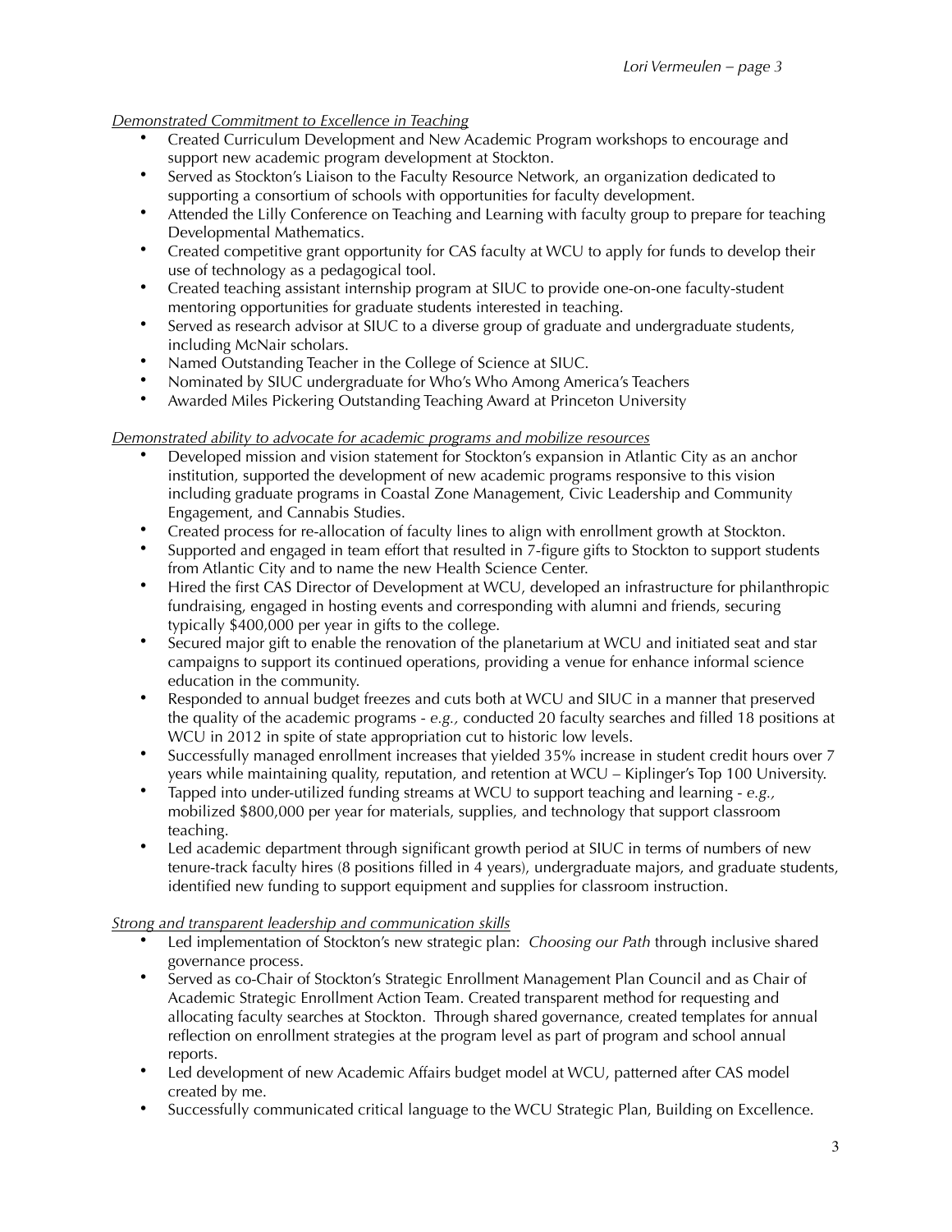*Demonstrated Commitment to Excellence in Teaching*

- Created Curriculum Development and New Academic Program workshops to encourage and support new academic program development at Stockton.
- Served as Stockton's Liaison to the Faculty Resource Network, an organization dedicated to supporting a consortium of schools with opportunities for faculty development.
- Attended the Lilly Conference on Teaching and Learning with faculty group to prepare for teaching Developmental Mathematics.
- Created competitive grant opportunity for CAS faculty at WCU to apply for funds to develop their use of technology as a pedagogical tool.
- Created teaching assistant internship program at SIUC to provide one-on-one faculty-student mentoring opportunities for graduate students interested in teaching.
- Served as research advisor at SIUC to a diverse group of graduate and undergraduate students, including McNair scholars.
- Named Outstanding Teacher in the College of Science at SIUC.
- Nominated by SIUC undergraduate for Who's Who Among America's Teachers
- Awarded Miles Pickering Outstanding Teaching Award at Princeton University

*Demonstrated ability to advocate for academic programs and mobilize resources*

- Developed mission and vision statement for Stockton's expansion in Atlantic City as an anchor institution, supported the development of new academic programs responsive to this vision including graduate programs in Coastal Zone Management, Civic Leadership and Community Engagement, and Cannabis Studies.
- Created process for re-allocation of faculty lines to align with enrollment growth at Stockton.
- Supported and engaged in team effort that resulted in 7-figure gifts to Stockton to support students from Atlantic City and to name the new Health Science Center.
- Hired the first CAS Director of Development at WCU, developed an infrastructure for philanthropic fundraising, engaged in hosting events and corresponding with alumni and friends, securing typically $400,000 per year in gifts to the college.
- Secured major gift to enable the renovation of the planetarium at WCU and initiated seat and star campaigns to support its continued operations, providing a venue for enhance informal science education in the community.
- Responded to annual budget freezes and cuts both at WCU and SIUC in a manner that preserved the quality of the academic programs - *e.g.,* conducted 20 faculty searches and filled 18 positions at WCU in 2012 in spite of state appropriation cut to historic low levels.
- Successfully managed enrollment increases that yielded 35% increase in student credit hours over 7 years while maintaining quality, reputation, and retention at WCU – Kiplinger's Top 100 University.
- Tapped into under-utilized funding streams at WCU to support teaching and learning - *e.g.,* mobilized $800,000 per year for materials, supplies, and technology that support classroom teaching.
- Led academic department through significant growth period at SIUC in terms of numbers of new tenure-track faculty hires (8 positions filled in 4 years), undergraduate majors, and graduate students, identified new funding to support equipment and supplies for classroom instruction.

*Strong and transparent leadership and communication skills*

- Led implementation of Stockton's new strategic plan: *Choosing our Path* through inclusive shared governance process.
- Served as co-Chair of Stockton's Strategic Enrollment Management Plan Council and as Chair of Academic Strategic Enrollment Action Team. Created transparent method for requesting and allocating faculty searches at Stockton. Through shared governance, created templates for annual reflection on enrollment strategies at the program level as part of program and school annual reports.
- Led development of new Academic Affairs budget model at WCU, patterned after CAS model created by me.
- Successfully communicated critical language to the WCU Strategic Plan, Building on Excellence.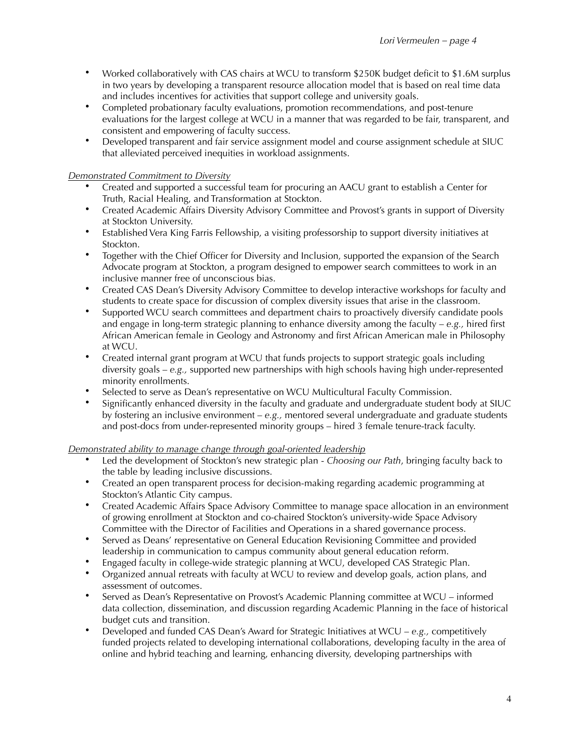- Worked collaboratively with CAS chairs at WCU to transform $250K budget deficit to $1.6M surplus in two years by developing a transparent resource allocation model that is based on real time data and includes incentives for activities that support college and university goals.
- Completed probationary faculty evaluations, promotion recommendations, and post-tenure evaluations for the largest college at WCU in a manner that was regarded to be fair, transparent, and consistent and empowering of faculty success.
- Developed transparent and fair service assignment model and course assignment schedule at SIUC that alleviated perceived inequities in workload assignments.

<u>*Demonstrated Commitment to Diversity*</u>

- Created and supported a successful team for procuring an AACU grant to establish a Center for Truth, Racial Healing, and Transformation at Stockton.
- Created Academic Affairs Diversity Advisory Committee and Provost's grants in support of Diversity at Stockton University.
- Established Vera King Farris Fellowship, a visiting professorship to support diversity initiatives at Stockton.
- Together with the Chief Officer for Diversity and Inclusion, supported the expansion of the Search Advocate program at Stockton, a program designed to empower search committees to work in an inclusive manner free of unconscious bias.
- Created CAS Dean's Diversity Advisory Committee to develop interactive workshops for faculty and students to create space for discussion of complex diversity issues that arise in the classroom.
- Supported WCU search committees and department chairs to proactively diversify candidate pools and engage in long-term strategic planning to enhance diversity among the faculty – *e.g.,* hired first African American female in Geology and Astronomy and first African American male in Philosophy at WCU.
- Created internal grant program at WCU that funds projects to support strategic goals including diversity goals – *e.g.,* supported new partnerships with high schools having high under-represented minority enrollments.
- Selected to serve as Dean's representative on WCU Multicultural Faculty Commission.
- Significantly enhanced diversity in the faculty and graduate and undergraduate student body at SIUC by fostering an inclusive environment – *e.g.,* mentored several undergraduate and graduate students and post-docs from under-represented minority groups – hired 3 female tenure-track faculty.

<u>*Demonstrated ability to manage change through goal-oriented leadership*</u>

- Led the development of Stockton's new strategic plan - *Choosing our Path*, bringing faculty back to the table by leading inclusive discussions.
- Created an open transparent process for decision-making regarding academic programming at Stockton's Atlantic City campus.
- Created Academic Affairs Space Advisory Committee to manage space allocation in an environment of growing enrollment at Stockton and co-chaired Stockton's university-wide Space Advisory Committee with the Director of Facilities and Operations in a shared governance process.
- Served as Deans' representative on General Education Revisioning Committee and provided leadership in communication to campus community about general education reform.
- Engaged faculty in college-wide strategic planning at WCU, developed CAS Strategic Plan.
- Organized annual retreats with faculty at WCU to review and develop goals, action plans, and assessment of outcomes.
- Served as Dean's Representative on Provost's Academic Planning committee at WCU – informed data collection, dissemination, and discussion regarding Academic Planning in the face of historical budget cuts and transition.
- Developed and funded CAS Dean's Award for Strategic Initiatives at WCU – *e.g.,* competitively funded projects related to developing international collaborations, developing faculty in the area of online and hybrid teaching and learning, enhancing diversity, developing partnerships with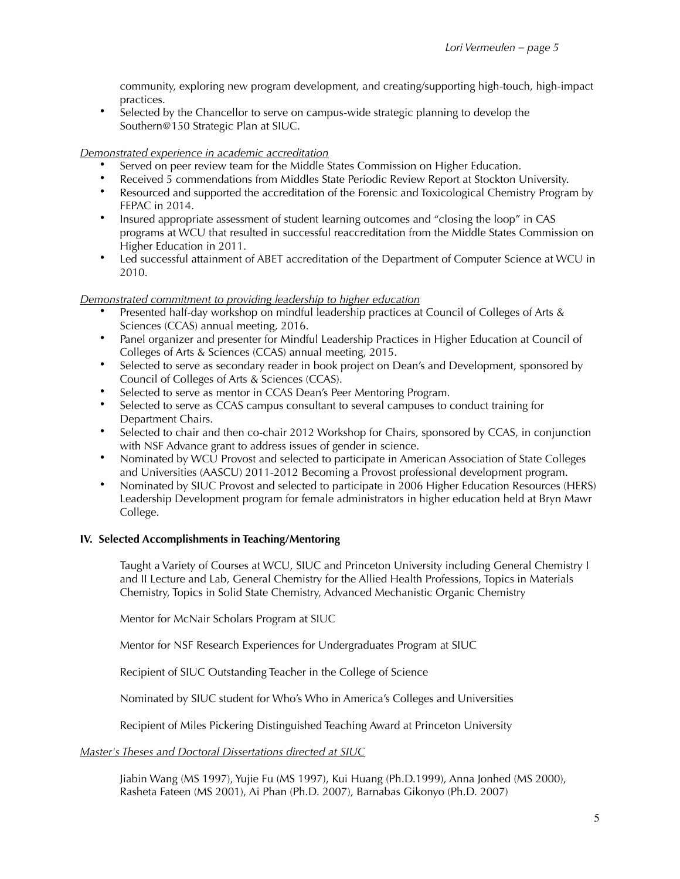community, exploring new program development, and creating/supporting high-touch, high-impact practices.

- Selected by the Chancellor to serve on campus-wide strategic planning to develop the Southern@150 Strategic Plan at SIUC.

<u>*Demonstrated experience in academic accreditation*</u>

- Served on peer review team for the Middle States Commission on Higher Education.
- Received 5 commendations from Middles State Periodic Review Report at Stockton University.
- Resourced and supported the accreditation of the Forensic and Toxicological Chemistry Program by FEPAC in 2014.
- Insured appropriate assessment of student learning outcomes and "closing the loop" in CAS programs at WCU that resulted in successful reaccreditation from the Middle States Commission on Higher Education in 2011.
- Led successful attainment of ABET accreditation of the Department of Computer Science at WCU in 2010.

<u>*Demonstrated commitment to providing leadership to higher education*</u>

- Presented half-day workshop on mindful leadership practices at Council of Colleges of Arts & Sciences (CCAS) annual meeting, 2016.
- Panel organizer and presenter for Mindful Leadership Practices in Higher Education at Council of Colleges of Arts & Sciences (CCAS) annual meeting, 2015.
- Selected to serve as secondary reader in book project on Dean's and Development, sponsored by Council of Colleges of Arts & Sciences (CCAS).
- Selected to serve as mentor in CCAS Dean's Peer Mentoring Program.
- Selected to serve as CCAS campus consultant to several campuses to conduct training for Department Chairs.
- Selected to chair and then co-chair 2012 Workshop for Chairs, sponsored by CCAS, in conjunction with NSF Advance grant to address issues of gender in science.
- Nominated by WCU Provost and selected to participate in American Association of State Colleges and Universities (AASCU) 2011-2012 Becoming a Provost professional development program.
- Nominated by SIUC Provost and selected to participate in 2006 Higher Education Resources (HERS) Leadership Development program for female administrators in higher education held at Bryn Mawr College.

**IV. Selected Accomplishments in Teaching/Mentoring**

Taught a Variety of Courses at WCU, SIUC and Princeton University including General Chemistry I and II Lecture and Lab, General Chemistry for the Allied Health Professions, Topics in Materials Chemistry, Topics in Solid State Chemistry, Advanced Mechanistic Organic Chemistry

Mentor for McNair Scholars Program at SIUC

Mentor for NSF Research Experiences for Undergraduates Program at SIUC

Recipient of SIUC Outstanding Teacher in the College of Science

Nominated by SIUC student for Who's Who in America's Colleges and Universities

Recipient of Miles Pickering Distinguished Teaching Award at Princeton University

<u>*Master's Theses and Doctoral Dissertations directed at SIUC*</u>

Jiabin Wang (MS 1997), Yujie Fu (MS 1997), Kui Huang (Ph.D.1999), Anna Jonhed (MS 2000), Rasheta Fateen (MS 2001), Ai Phan (Ph.D. 2007), Barnabas Gikonyo (Ph.D. 2007)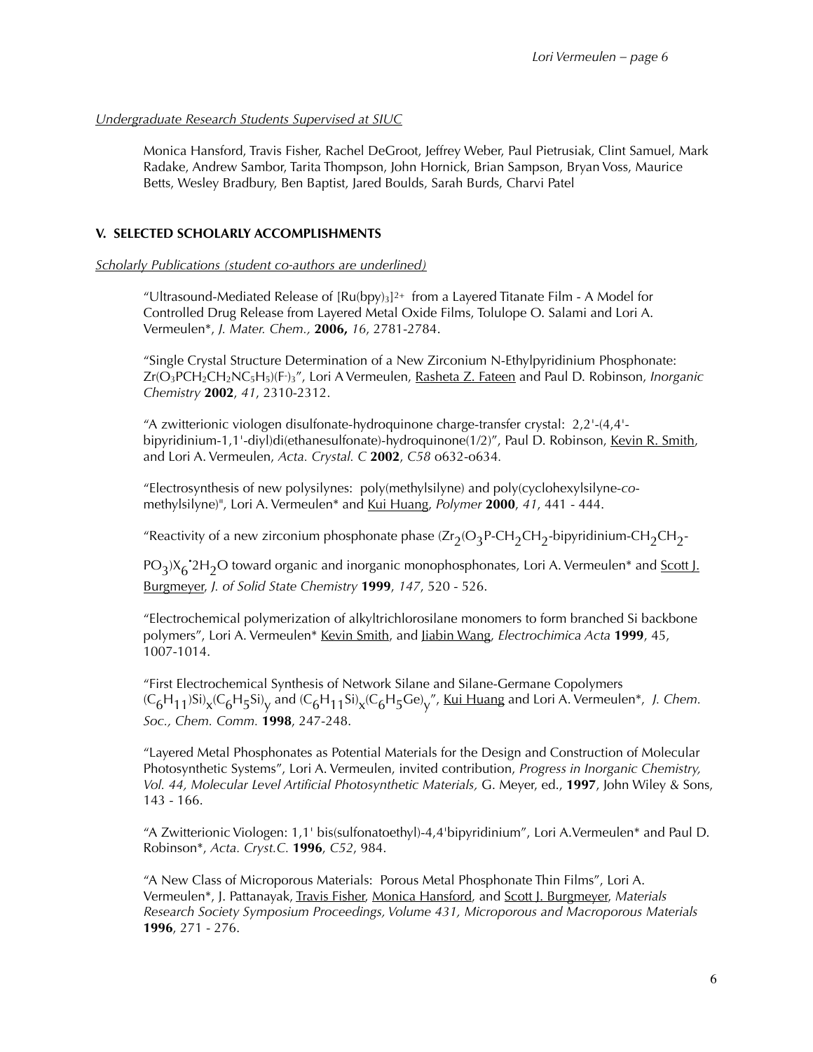*Undergraduate Research Students Supervised at SIUC*

Monica Hansford, Travis Fisher, Rachel DeGroot, Jeffrey Weber, Paul Pietrusiak, Clint Samuel, Mark Radake, Andrew Sambor, Tarita Thompson, John Hornick, Brian Sampson, Bryan Voss, Maurice Betts, Wesley Bradbury, Ben Baptist, Jared Boulds, Sarah Burds, Charvi Patel

## V. SELECTED SCHOLARLY ACCOMPLISHMENTS

*Scholarly Publications (student co-authors are underlined)*

"Ultrasound-Mediated Release of $[Ru(bpy)_3]^{2+}$ from a Layered Titanate Film - A Model for Controlled Drug Release from Layered Metal Oxide Films, Tolulope O. Salami and Lori A. Vermeulen*, *J. Mater. Chem.,* **2006,** *16*, 2781-2784.

"Single Crystal Structure Determination of a New Zirconium N-Ethylpyridinium Phosphonate: $Zr(O_3PCH_2CH_2NC_5H_5)(F^-)_3$", Lori A Vermeulen, <u>Rasheta Z. Fateen</u> and Paul D. Robinson, *Inorganic Chemistry* **2002**, *41*, 2310-2312.

"A zwitterionic viologen disulfonate-hydroquinone charge-transfer crystal: 2,2'-(4,4'-bipyridinium-1,1'-diyl)di(ethanesulfonate)-hydroquinone(1/2)", Paul D. Robinson, <u>Kevin R. Smith</u>, and Lori A. Vermeulen, *Acta. Crystal. C* **2002**, *C58* o632-o634.

"Electrosynthesis of new polysilynes: poly(methylsilyne) and poly(cyclohexylsilyne-*co*-methylsilyne)", Lori A. Vermeulen* and <u>Kui Huang</u>, *Polymer* **2000**, *41*, 441 - 444.

"Reactivity of a new zirconium phosphonate phase $(Zr_2(O_3P\text{-}CH_2CH_2\text{-bipyridinium-}CH_2CH_2\text{-}PO_3)X_6{}^{*}2H_2O$ toward organic and inorganic monophosphonates, Lori A. Vermeulen* and <u>Scott J. Burgmeyer</u>, *J. of Solid State Chemistry* **1999**, *147*, 520 - 526.

"Electrochemical polymerization of alkyltrichlorosilane monomers to form branched Si backbone polymers", Lori A. Vermeulen* <u>Kevin Smith</u>, and <u>Jiabin Wang</u>, *Electrochimica Acta* **1999**, 45, 1007-1014.

"First Electrochemical Synthesis of Network Silane and Silane-Germane Copolymers $(C_6H_{11})Si)_x(C_6H_5Si)_y$ and $(C_6H_{11}Si)_x(C_6H_5Ge)_y$", <u>Kui Huang</u> and Lori A. Vermeulen*, *J. Chem. Soc., Chem. Comm.* **1998**, 247-248.

"Layered Metal Phosphonates as Potential Materials for the Design and Construction of Molecular Photosynthetic Systems", Lori A. Vermeulen, invited contribution, *Progress in Inorganic Chemistry, Vol. 44, Molecular Level Artificial Photosynthetic Materials,* G. Meyer, ed., **1997**, John Wiley & Sons, 143 - 166.

"A Zwitterionic Viologen: 1,1' bis(sulfonatoethyl)-4,4'bipyridinium", Lori A.Vermeulen* and Paul D. Robinson*, *Acta. Cryst.C.* **1996**, *C52*, 984.

"A New Class of Microporous Materials: Porous Metal Phosphonate Thin Films", Lori A. Vermeulen*, J. Pattanayak, <u>Travis Fisher</u>, <u>Monica Hansford</u>, and <u>Scott J. Burgmeyer</u>, *Materials Research Society Symposium Proceedings, Volume 431, Microporous and Macroporous Materials* **1996**, 271 - 276.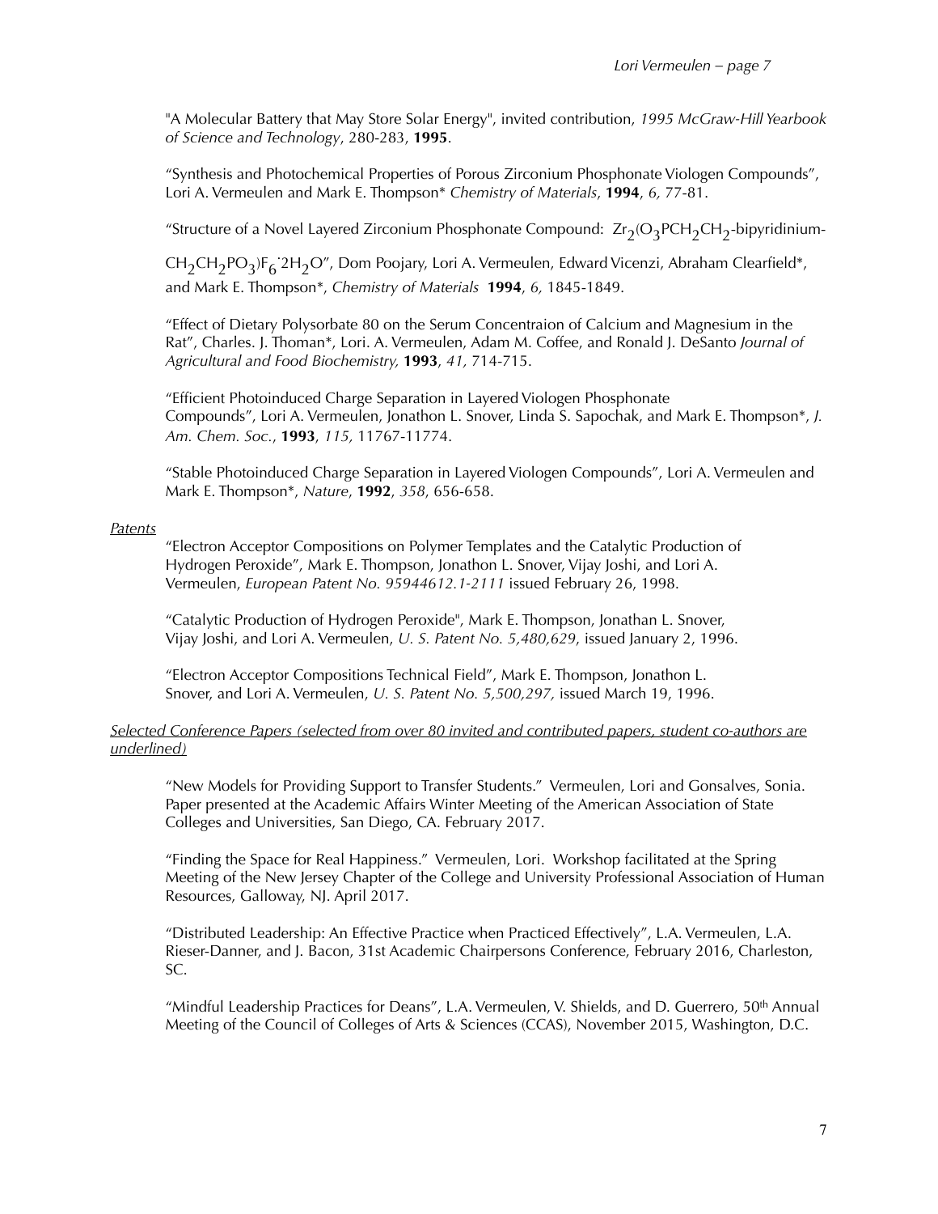"A Molecular Battery that May Store Solar Energy", invited contribution, *1995 McGraw-Hill Yearbook of Science and Technology*, 280-283, **1995**.

"Synthesis and Photochemical Properties of Porous Zirconium Phosphonate Viologen Compounds", Lori A. Vermeulen and Mark E. Thompson* *Chemistry of Materials*, **1994**, *6,* 77-81.

"Structure of a Novel Layered Zirconium Phosphonate Compound: $Zr_2(O_3PCH_2CH_2$-bipyridinium-$CH_2CH_2PO_3)F_6 \cdot 2H_2O$", Dom Poojary, Lori A. Vermeulen, Edward Vicenzi, Abraham Clearfield*, and Mark E. Thompson*, *Chemistry of Materials* **1994**, *6,* 1845-1849.

"Effect of Dietary Polysorbate 80 on the Serum Concentraion of Calcium and Magnesium in the Rat", Charles. J. Thoman*, Lori. A. Vermeulen, Adam M. Coffee, and Ronald J. DeSanto *Journal of Agricultural and Food Biochemistry,* **1993**, *41,* 714-715.

"Efficient Photoinduced Charge Separation in Layered Viologen Phosphonate Compounds", Lori A. Vermeulen, Jonathon L. Snover, Linda S. Sapochak, and Mark E. Thompson*, *J. Am. Chem. Soc.*, **1993**, *115,* 11767-11774.

"Stable Photoinduced Charge Separation in Layered Viologen Compounds", Lori A. Vermeulen and Mark E. Thompson*, *Nature*, **1992**, *358*, 656-658.

*Patents*

"Electron Acceptor Compositions on Polymer Templates and the Catalytic Production of Hydrogen Peroxide", Mark E. Thompson, Jonathon L. Snover, Vijay Joshi, and Lori A. Vermeulen, *European Patent No. 95944612.1-2111* issued February 26, 1998.

"Catalytic Production of Hydrogen Peroxide", Mark E. Thompson, Jonathan L. Snover, Vijay Joshi, and Lori A. Vermeulen, *U. S. Patent No. 5,480,629*, issued January 2, 1996.

"Electron Acceptor Compositions Technical Field", Mark E. Thompson, Jonathon L. Snover, and Lori A. Vermeulen, *U. S. Patent No. 5,500,297,* issued March 19, 1996.

*Selected Conference Papers (selected from over 80 invited and contributed papers, student co-authors are underlined)*

"New Models for Providing Support to Transfer Students." Vermeulen, Lori and Gonsalves, Sonia. Paper presented at the Academic Affairs Winter Meeting of the American Association of State Colleges and Universities, San Diego, CA. February 2017.

"Finding the Space for Real Happiness." Vermeulen, Lori. Workshop facilitated at the Spring Meeting of the New Jersey Chapter of the College and University Professional Association of Human Resources, Galloway, NJ. April 2017.

"Distributed Leadership: An Effective Practice when Practiced Effectively", L.A. Vermeulen, L.A. Rieser-Danner, and J. Bacon, 31st Academic Chairpersons Conference, February 2016, Charleston, SC.

"Mindful Leadership Practices for Deans", L.A. Vermeulen, V. Shields, and D. Guerrero, 50th Annual Meeting of the Council of Colleges of Arts & Sciences (CCAS), November 2015, Washington, D.C.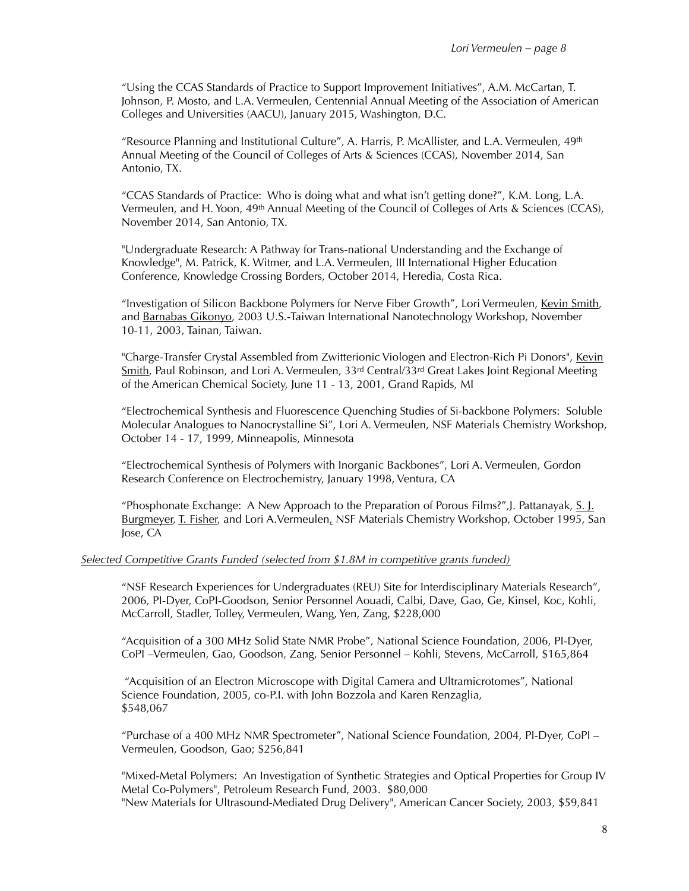"Using the CCAS Standards of Practice to Support Improvement Initiatives", A.M. McCartan, T. Johnson, P. Mosto, and L.A. Vermeulen, Centennial Annual Meeting of the Association of American Colleges and Universities (AACU), January 2015, Washington, D.C.

"Resource Planning and Institutional Culture", A. Harris, P. McAllister, and L.A. Vermeulen, 49th Annual Meeting of the Council of Colleges of Arts & Sciences (CCAS), November 2014, San Antonio, TX.

"CCAS Standards of Practice: Who is doing what and what isn't getting done?", K.M. Long, L.A. Vermeulen, and H. Yoon, 49th Annual Meeting of the Council of Colleges of Arts & Sciences (CCAS), November 2014, San Antonio, TX.

"Undergraduate Research: A Pathway for Trans-national Understanding and the Exchange of Knowledge", M. Patrick, K. Witmer, and L.A. Vermeulen, III International Higher Education Conference, Knowledge Crossing Borders, October 2014, Heredia, Costa Rica.

"Investigation of Silicon Backbone Polymers for Nerve Fiber Growth", Lori Vermeulen, <u>Kevin Smith</u>, and <u>Barnabas Gikonyo</u>, 2003 U.S.-Taiwan International Nanotechnology Workshop, November 10-11, 2003, Tainan, Taiwan.

"Charge-Transfer Crystal Assembled from Zwitterionic Viologen and Electron-Rich Pi Donors", <u>Kevin Smith</u>, Paul Robinson, and Lori A. Vermeulen, 33rd Central/33rd Great Lakes Joint Regional Meeting of the American Chemical Society, June 11 - 13, 2001, Grand Rapids, MI

"Electrochemical Synthesis and Fluorescence Quenching Studies of Si-backbone Polymers: Soluble Molecular Analogues to Nanocrystalline Si", Lori A. Vermeulen, NSF Materials Chemistry Workshop, October 14 - 17, 1999, Minneapolis, Minnesota

"Electrochemical Synthesis of Polymers with Inorganic Backbones", Lori A. Vermeulen, Gordon Research Conference on Electrochemistry, January 1998, Ventura, CA

"Phosphonate Exchange: A New Approach to the Preparation of Porous Films?",J. Pattanayak, <u>S. J. Burgmeyer</u>, <u>T. Fisher</u>, and Lori A.Vermeulen, NSF Materials Chemistry Workshop, October 1995, San Jose, CA

*<u>Selected Competitive Grants Funded (selected from $1.8M in competitive grants funded)</u>*

"NSF Research Experiences for Undergraduates (REU) Site for Interdisciplinary Materials Research", 2006, PI-Dyer, CoPI-Goodson, Senior Personnel Aouadi, Calbi, Dave, Gao, Ge, Kinsel, Koc, Kohli, McCarroll, Stadler, Tolley, Vermeulen, Wang, Yen, Zang, $228,000

"Acquisition of a 300 MHz Solid State NMR Probe", National Science Foundation, 2006, PI-Dyer, CoPI –Vermeulen, Gao, Goodson, Zang, Senior Personnel – Kohli, Stevens, McCarroll, $165,864

"Acquisition of an Electron Microscope with Digital Camera and Ultramicrotomes", National Science Foundation, 2005, co-P.I. with John Bozzola and Karen Renzaglia, $548,067

"Purchase of a 400 MHz NMR Spectrometer", National Science Foundation, 2004, PI-Dyer, CoPI – Vermeulen, Goodson, Gao; $256,841

"Mixed-Metal Polymers: An Investigation of Synthetic Strategies and Optical Properties for Group IV Metal Co-Polymers", Petroleum Research Fund, 2003. $80,000

"New Materials for Ultrasound-Mediated Drug Delivery", American Cancer Society, 2003, $59,841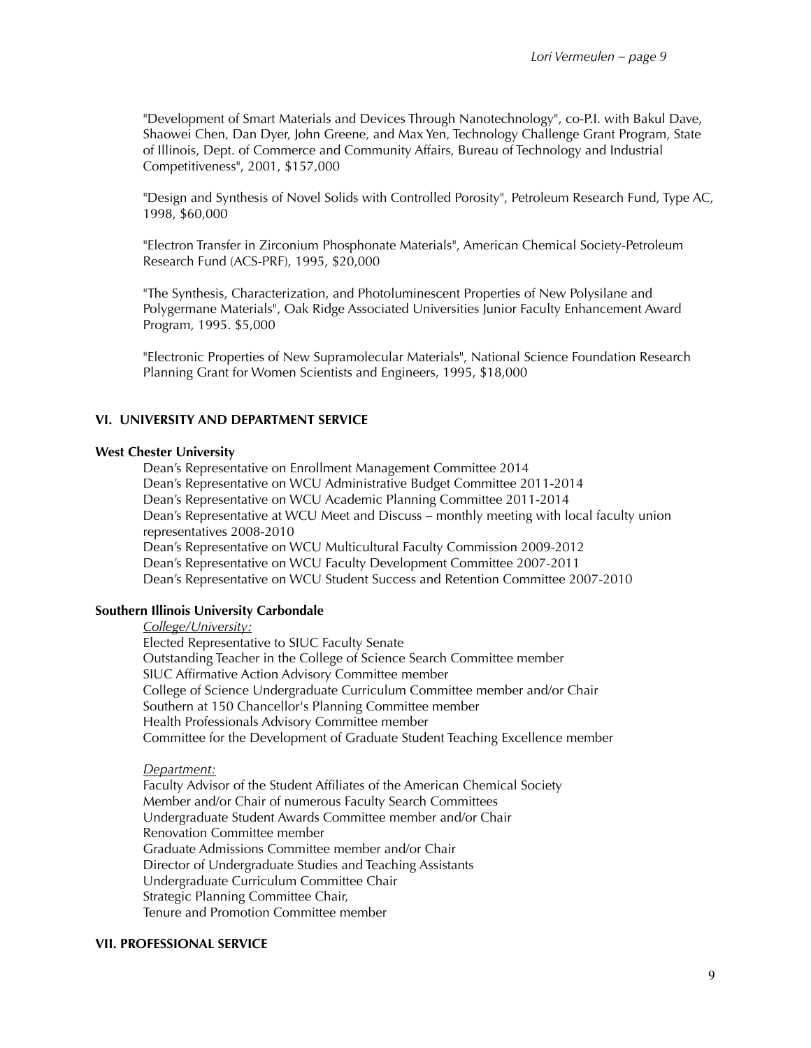"Development of Smart Materials and Devices Through Nanotechnology", co-P.I. with Bakul Dave, Shaowei Chen, Dan Dyer, John Greene, and Max Yen, Technology Challenge Grant Program, State of Illinois, Dept. of Commerce and Community Affairs, Bureau of Technology and Industrial Competitiveness", 2001, $157,000

"Design and Synthesis of Novel Solids with Controlled Porosity", Petroleum Research Fund, Type AC, 1998, $60,000

"Electron Transfer in Zirconium Phosphonate Materials", American Chemical Society-Petroleum Research Fund (ACS-PRF), 1995, $20,000

"The Synthesis, Characterization, and Photoluminescent Properties of New Polysilane and Polygermane Materials", Oak Ridge Associated Universities Junior Faculty Enhancement Award Program, 1995. $5,000

"Electronic Properties of New Supramolecular Materials", National Science Foundation Research Planning Grant for Women Scientists and Engineers, 1995, $18,000

## VI. UNIVERSITY AND DEPARTMENT SERVICE

**West Chester University**

Dean's Representative on Enrollment Management Committee 2014
Dean's Representative on WCU Administrative Budget Committee 2011-2014
Dean's Representative on WCU Academic Planning Committee 2011-2014
Dean's Representative at WCU Meet and Discuss – monthly meeting with local faculty union representatives 2008-2010
Dean's Representative on WCU Multicultural Faculty Commission 2009-2012
Dean's Representative on WCU Faculty Development Committee 2007-2011
Dean's Representative on WCU Student Success and Retention Committee 2007-2010

**Southern Illinois University Carbondale**

*College/University:*
Elected Representative to SIUC Faculty Senate
Outstanding Teacher in the College of Science Search Committee member
SIUC Affirmative Action Advisory Committee member
College of Science Undergraduate Curriculum Committee member and/or Chair
Southern at 150 Chancellor's Planning Committee member
Health Professionals Advisory Committee member
Committee for the Development of Graduate Student Teaching Excellence member

*Department:*
Faculty Advisor of the Student Affiliates of the American Chemical Society
Member and/or Chair of numerous Faculty Search Committees
Undergraduate Student Awards Committee member and/or Chair
Renovation Committee member
Graduate Admissions Committee member and/or Chair
Director of Undergraduate Studies and Teaching Assistants
Undergraduate Curriculum Committee Chair
Strategic Planning Committee Chair,
Tenure and Promotion Committee member

## VII. PROFESSIONAL SERVICE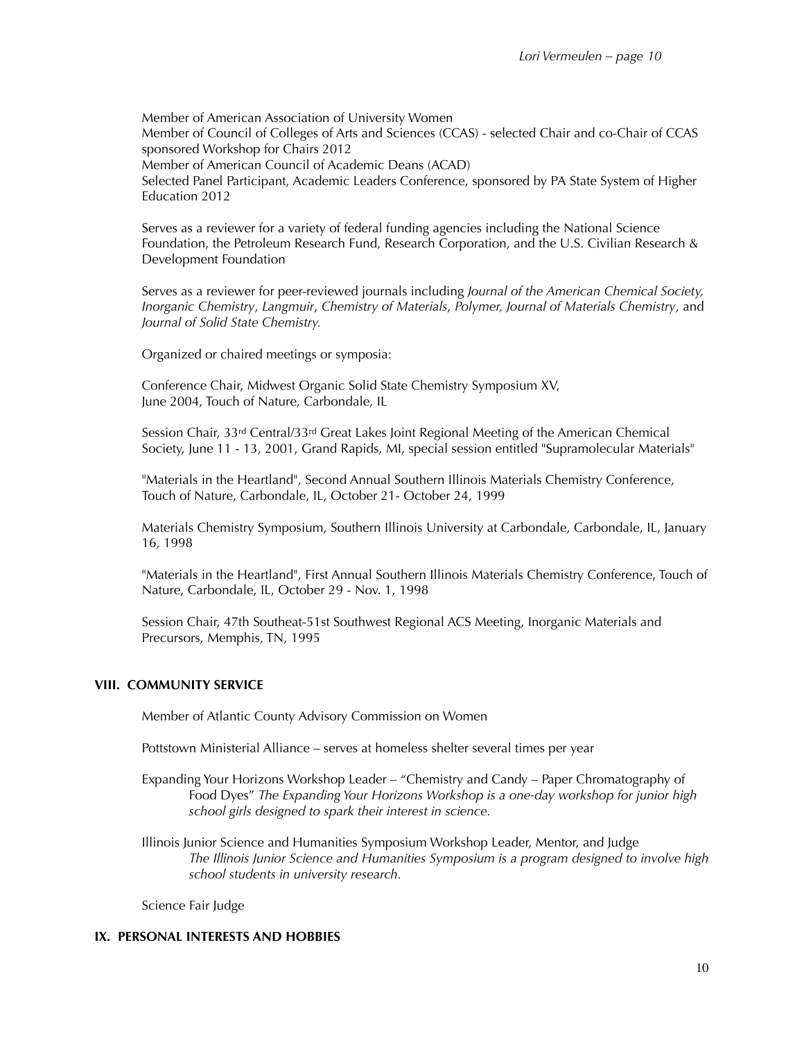Member of American Association of University Women
Member of Council of Colleges of Arts and Sciences (CCAS) - selected Chair and co-Chair of CCAS sponsored Workshop for Chairs 2012
Member of American Council of Academic Deans (ACAD)
Selected Panel Participant, Academic Leaders Conference, sponsored by PA State System of Higher Education 2012

Serves as a reviewer for a variety of federal funding agencies including the National Science Foundation, the Petroleum Research Fund, Research Corporation, and the U.S. Civilian Research & Development Foundation

Serves as a reviewer for peer-reviewed journals including *Journal of the American Chemical Society, Inorganic Chemistry*, *Langmuir*, *Chemistry of Materials*, *Polymer, Journal of Materials Chemistry*, and *Journal of Solid State Chemistry.*

Organized or chaired meetings or symposia:

Conference Chair, Midwest Organic Solid State Chemistry Symposium XV, June 2004, Touch of Nature, Carbondale, IL

Session Chair, 33rd Central/33rd Great Lakes Joint Regional Meeting of the American Chemical Society, June 11 - 13, 2001, Grand Rapids, MI, special session entitled "Supramolecular Materials"

"Materials in the Heartland", Second Annual Southern Illinois Materials Chemistry Conference, Touch of Nature, Carbondale, IL, October 21- October 24, 1999

Materials Chemistry Symposium, Southern Illinois University at Carbondale, Carbondale, IL, January 16, 1998

"Materials in the Heartland", First Annual Southern Illinois Materials Chemistry Conference, Touch of Nature, Carbondale, IL, October 29 - Nov. 1, 1998

Session Chair, 47th Southeat-51st Southwest Regional ACS Meeting, Inorganic Materials and Precursors, Memphis, TN, 1995

## VIII. COMMUNITY SERVICE

Member of Atlantic County Advisory Commission on Women

Pottstown Ministerial Alliance – serves at homeless shelter several times per year

Expanding Your Horizons Workshop Leader – "Chemistry and Candy – Paper Chromatography of Food Dyes" *The Expanding Your Horizons Workshop is a one-day workshop for junior high school girls designed to spark their interest in science.*

Illinois Junior Science and Humanities Symposium Workshop Leader, Mentor, and Judge
*The Illinois Junior Science and Humanities Symposium is a program designed to involve high school students in university research.*

Science Fair Judge

## IX. PERSONAL INTERESTS AND HOBBIES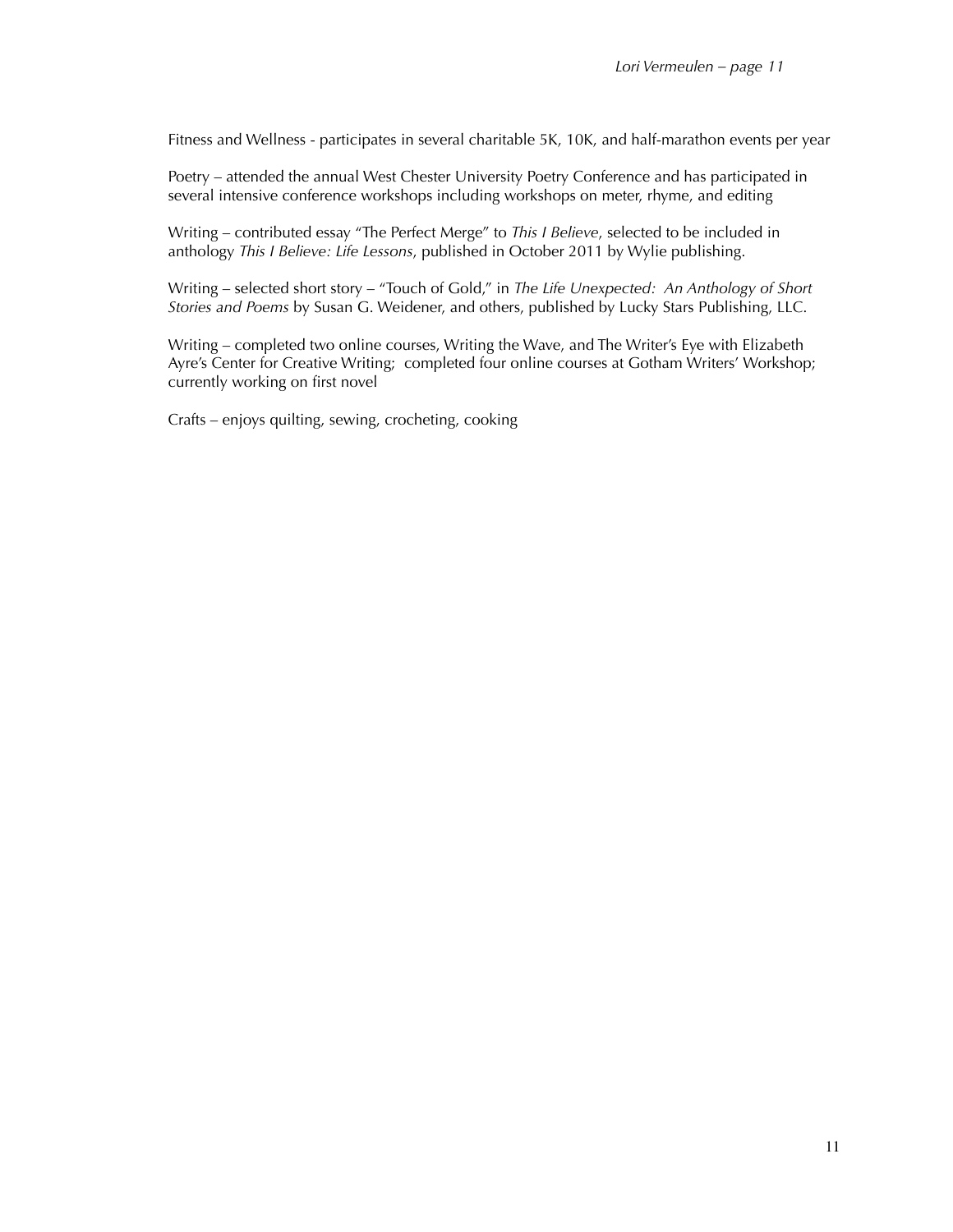Fitness and Wellness - participates in several charitable 5K, 10K, and half-marathon events per year

Poetry – attended the annual West Chester University Poetry Conference and has participated in several intensive conference workshops including workshops on meter, rhyme, and editing

Writing – contributed essay "The Perfect Merge" to *This I Believe*, selected to be included in anthology *This I Believe: Life Lessons*, published in October 2011 by Wylie publishing.

Writing – selected short story – "Touch of Gold," in *The Life Unexpected: An Anthology of Short Stories and Poems* by Susan G. Weidener, and others, published by Lucky Stars Publishing, LLC.

Writing – completed two online courses, Writing the Wave, and The Writer's Eye with Elizabeth Ayre's Center for Creative Writing; completed four online courses at Gotham Writers' Workshop; currently working on first novel

Crafts – enjoys quilting, sewing, crocheting, cooking